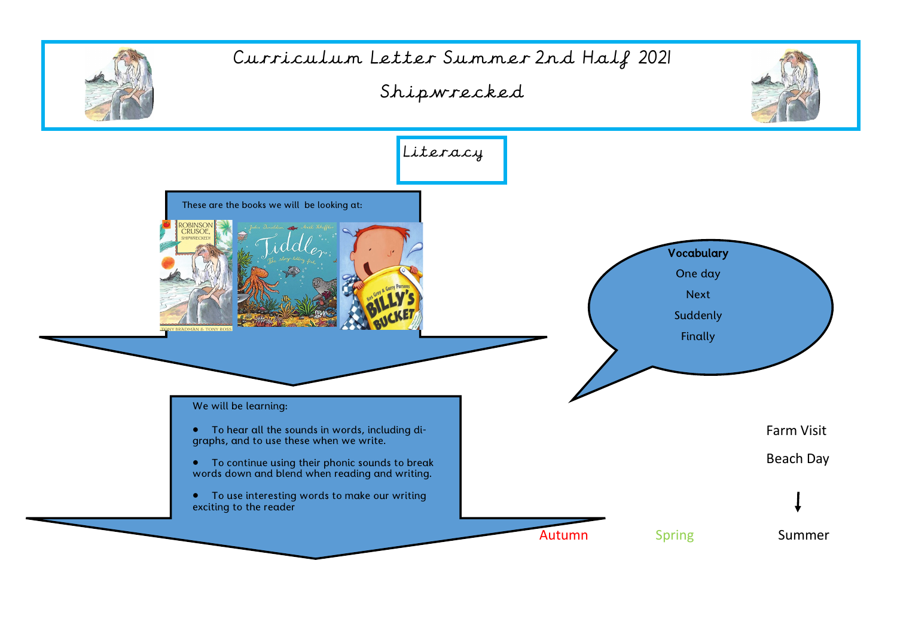# Curriculum Letter Summer 2nd Half 2021

## Shipwrecked

### Literacy

These are the books we will be looking at:

We will be learning:

- To hear all the sounds in words, including di-graphs, and to use these when we write.
- To continue using their phonic sounds to break words down and blend when reading and writing.
- To use interesting words to make our writing exciting to the reader

**Vocabulary**

One day

Next

Suddenly

Finally

Farm Visit

Beach Day

Autumn Spring Summer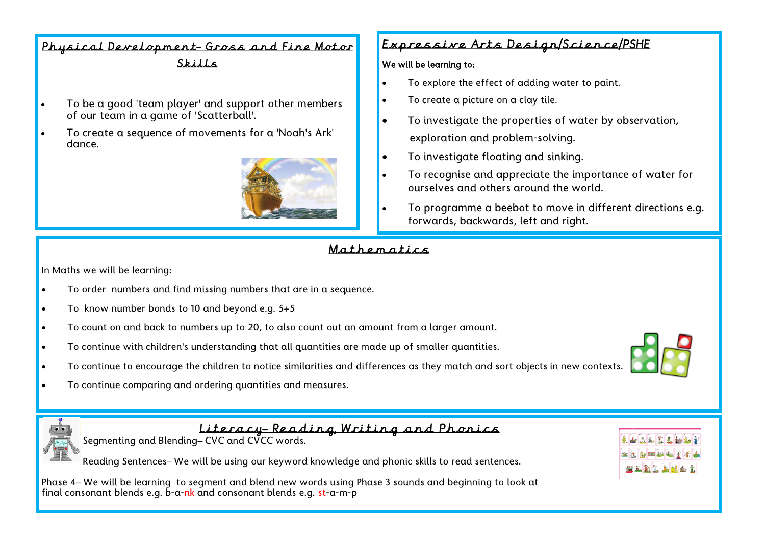## Physical Development- Gross and Fine Motor Skills

- To be a good 'team player' and support other members of our team in a game of 'Scatterball'.
- To create a sequence of movements for a 'Noah's Ark' dance.

## Expressive Arts Design/Science/PSHE

**We will be learning to:**

- To explore the effect of adding water to paint.
- To create a picture on a clay tile.
- To investigate the properties of water by observation, exploration and problem-solving.
- To investigate floating and sinking.
- To recognise and appreciate the importance of water for ourselves and others around the world.
- To programme a beebot to move in different directions e.g. forwards, backwards, left and right.

## Mathematics

In Maths we will be learning:

- To order numbers and find missing numbers that are in a sequence.
- To know number bonds to 10 and beyond e.g. 5+5
- To count on and back to numbers up to 20, to also count out an amount from a larger amount.
- To continue with children's understanding that all quantities are made up of smaller quantities.
- To continue to encourage the children to notice similarities and differences as they match and sort objects in new contexts.
- To continue comparing and ordering quantities and measures.

## Literacy- Reading, Writing and Phonics

Segmenting and Blending– CVC and CVCC words.

Reading Sentences– We will be using our keyword knowledge and phonic skills to read sentences.

Phase 4– We will be learning to segment and blend new words using Phase 3 sounds and beginning to look at final consonant blends e.g. b-a-nk and consonant blends e.g. st-a-m-p